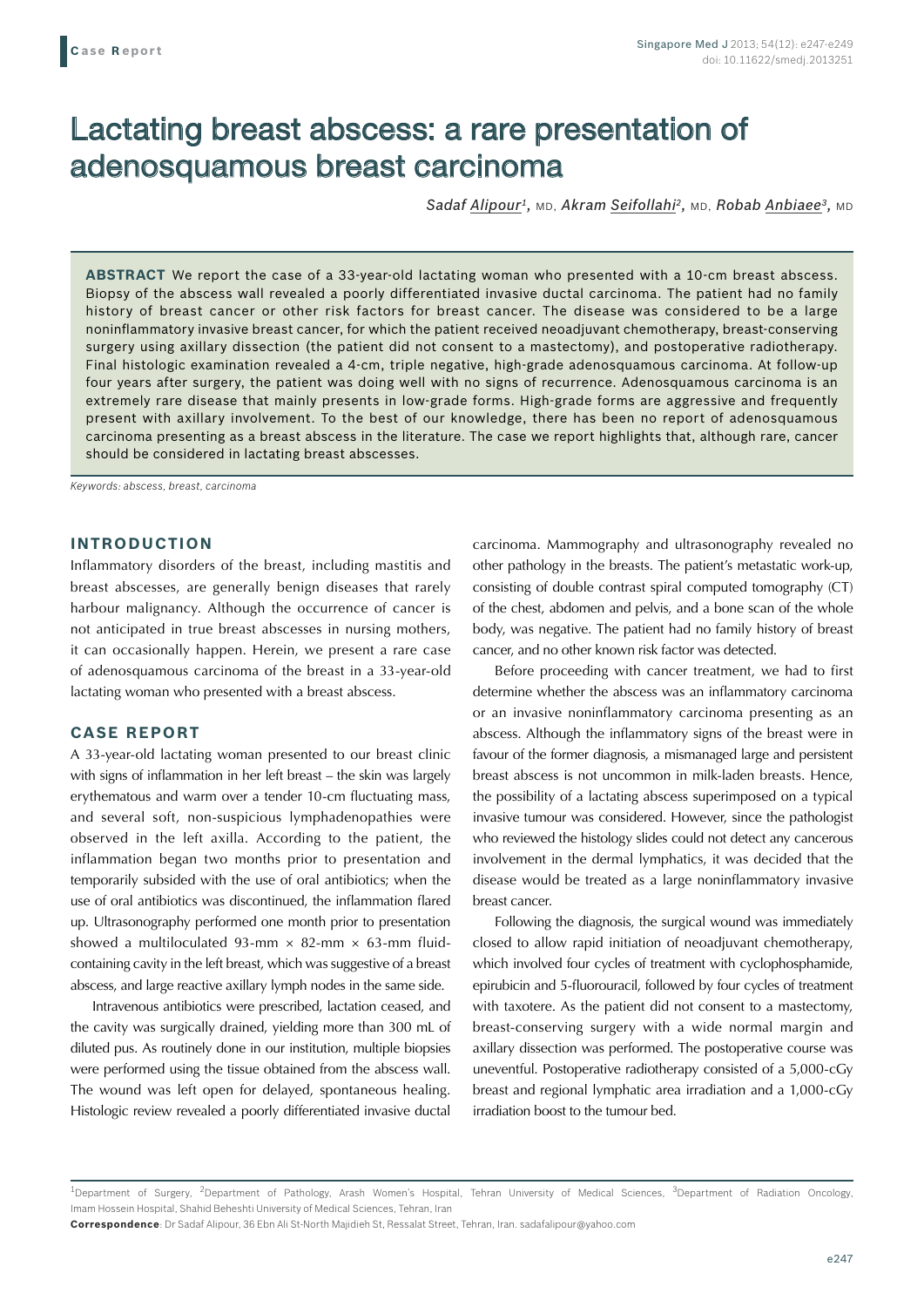Case Report

# Lactating breast abscess: a rare presentation of adenosquamous breast carcinoma

*Sadaf Alipour*[1], MD, *Akram Seifollahi*[2], MD, *Robab Anbiaee*[3], MD

**ABSTRACT** We report the case of a 33-year-old lactating woman who presented with a 10-cm breast abscess. Biopsy of the abscess wall revealed a poorly differentiated invasive ductal carcinoma. The patient had no family history of breast cancer or other risk factors for breast cancer. The disease was considered to be a large noninflammatory invasive breast cancer, for which the patient received neoadjuvant chemotherapy, breast-conserving surgery using axillary dissection (the patient did not consent to a mastectomy), and postoperative radiotherapy. Final histologic examination revealed a 4-cm, triple negative, high-grade adenosquamous carcinoma. At follow-up four years after surgery, the patient was doing well with no signs of recurrence. Adenosquamous carcinoma is an extremely rare disease that mainly presents in low-grade forms. High-grade forms are aggressive and frequently present with axillary involvement. To the best of our knowledge, there has been no report of adenosquamous carcinoma presenting as a breast abscess in the literature. The case we report highlights that, although rare, cancer should be considered in lactating breast abscesses.

*Keywords: abscess, breast, carcinoma*

## INTRODUCTION

Inflammatory disorders of the breast, including mastitis and breast abscesses, are generally benign diseases that rarely harbour malignancy. Although the occurrence of cancer is not anticipated in true breast abscesses in nursing mothers, it can occasionally happen. Herein, we present a rare case of adenosquamous carcinoma of the breast in a 33-year-old lactating woman who presented with a breast abscess.

## CASE REPORT

A 33-year-old lactating woman presented to our breast clinic with signs of inflammation in her left breast – the skin was largely erythematous and warm over a tender 10-cm fluctuating mass, and several soft, non-suspicious lymphadenopathies were observed in the left axilla. According to the patient, the inflammation began two months prior to presentation and temporarily subsided with the use of oral antibiotics; when the use of oral antibiotics was discontinued, the inflammation flared up. Ultrasonography performed one month prior to presentation showed a multiloculated 93-mm × 82-mm × 63-mm fluid-containing cavity in the left breast, which was suggestive of a breast abscess, and large reactive axillary lymph nodes in the same side.

Intravenous antibiotics were prescribed, lactation ceased, and the cavity was surgically drained, yielding more than 300 mL of diluted pus. As routinely done in our institution, multiple biopsies were performed using the tissue obtained from the abscess wall. The wound was left open for delayed, spontaneous healing. Histologic review revealed a poorly differentiated invasive ductal carcinoma. Mammography and ultrasonography revealed no other pathology in the breasts. The patient's metastatic work-up, consisting of double contrast spiral computed tomography (CT) of the chest, abdomen and pelvis, and a bone scan of the whole body, was negative. The patient had no family history of breast cancer, and no other known risk factor was detected.

Before proceeding with cancer treatment, we had to first determine whether the abscess was an inflammatory carcinoma or an invasive noninflammatory carcinoma presenting as an abscess. Although the inflammatory signs of the breast were in favour of the former diagnosis, a mismanaged large and persistent breast abscess is not uncommon in milk-laden breasts. Hence, the possibility of a lactating abscess superimposed on a typical invasive tumour was considered. However, since the pathologist who reviewed the histology slides could not detect any cancerous involvement in the dermal lymphatics, it was decided that the disease would be treated as a large noninflammatory invasive breast cancer.

Following the diagnosis, the surgical wound was immediately closed to allow rapid initiation of neoadjuvant chemotherapy, which involved four cycles of treatment with cyclophosphamide, epirubicin and 5-fluorouracil, followed by four cycles of treatment with taxotere. As the patient did not consent to a mastectomy, breast-conserving surgery with a wide normal margin and axillary dissection was performed. The postoperative course was uneventful. Postoperative radiotherapy consisted of a 5,000-cGy breast and regional lymphatic area irradiation and a 1,000-cGy irradiation boost to the tumour bed.

[1]Department of Surgery, [2]Department of Pathology, Arash Women's Hospital, Tehran University of Medical Sciences, [3]Department of Radiation Oncology, Imam Hossein Hospital, Shahid Beheshti University of Medical Sciences, Tehran, Iran

**Correspondence**: Dr Sadaf Alipour, 36 Ebn Ali St-North Majidieh St, Ressalat Street, Tehran, Iran. sadafalipour@yahoo.com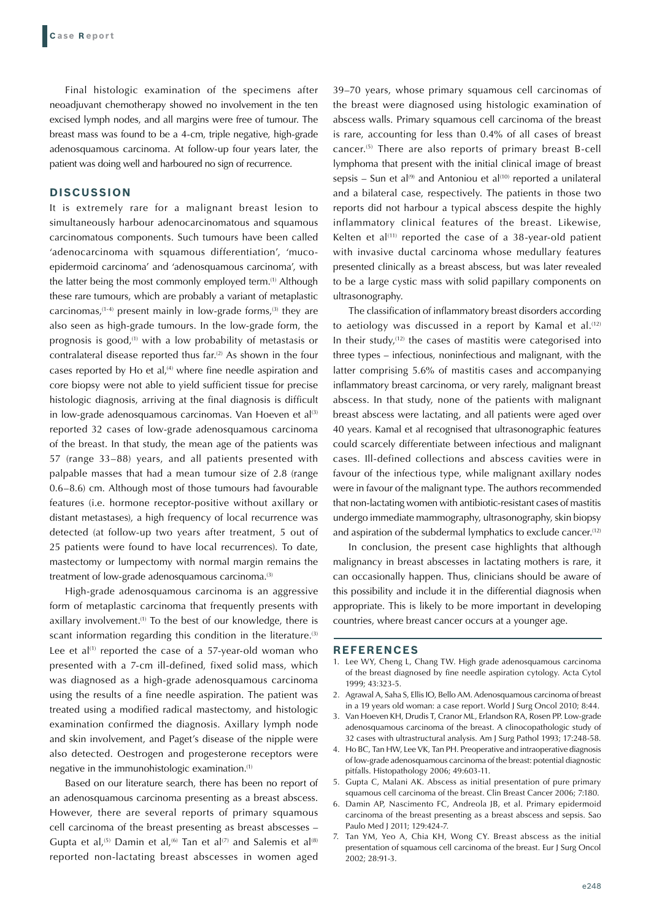Final histologic examination of the specimens after neoadjuvant chemotherapy showed no involvement in the ten excised lymph nodes, and all margins were free of tumour. The breast mass was found to be a 4-cm, triple negative, high-grade adenosquamous carcinoma. At follow-up four years later, the patient was doing well and harboured no sign of recurrence.

## DISCUSSION

It is extremely rare for a malignant breast lesion to simultaneously harbour adenocarcinomatous and squamous carcinomatous components. Such tumours have been called 'adenocarcinoma with squamous differentiation', 'mucoepidermoid carcinoma' and 'adenosquamous carcinoma', with the latter being the most commonly employed term.[1] Although these rare tumours, which are probably a variant of metaplastic carcinomas,[1-4] present mainly in low-grade forms,[3] they are also seen as high-grade tumours. In the low-grade form, the prognosis is good,[1] with a low probability of metastasis or contralateral disease reported thus far.[2] As shown in the four cases reported by Ho et al,[4] where fine needle aspiration and core biopsy were not able to yield sufficient tissue for precise histologic diagnosis, arriving at the final diagnosis is difficult in low-grade adenosquamous carcinomas. Van Hoeven et al[3] reported 32 cases of low-grade adenosquamous carcinoma of the breast. In that study, the mean age of the patients was 57 (range 33–88) years, and all patients presented with palpable masses that had a mean tumour size of 2.8 (range 0.6–8.6) cm. Although most of those tumours had favourable features (i.e. hormone receptor-positive without axillary or distant metastases), a high frequency of local recurrence was detected (at follow-up two years after treatment, 5 out of 25 patients were found to have local recurrences). To date, mastectomy or lumpectomy with normal margin remains the treatment of low-grade adenosquamous carcinoma.[3]

High-grade adenosquamous carcinoma is an aggressive form of metaplastic carcinoma that frequently presents with axillary involvement.[1] To the best of our knowledge, there is scant information regarding this condition in the literature.[3] Lee et al[1] reported the case of a 57-year-old woman who presented with a 7-cm ill-defined, fixed solid mass, which was diagnosed as a high-grade adenosquamous carcinoma using the results of a fine needle aspiration. The patient was treated using a modified radical mastectomy, and histologic examination confirmed the diagnosis. Axillary lymph node and skin involvement, and Paget's disease of the nipple were also detected. Oestrogen and progesterone receptors were negative in the immunohistologic examination.[1]

Based on our literature search, there has been no report of an adenosquamous carcinoma presenting as a breast abscess. However, there are several reports of primary squamous cell carcinoma of the breast presenting as breast abscesses – Gupta et al,[5] Damin et al,[6] Tan et al[7] and Salemis et al[8] reported non-lactating breast abscesses in women aged 39–70 years, whose primary squamous cell carcinomas of the breast were diagnosed using histologic examination of abscess walls. Primary squamous cell carcinoma of the breast is rare, accounting for less than 0.4% of all cases of breast cancer.[5] There are also reports of primary breast B-cell lymphoma that present with the initial clinical image of breast sepsis – Sun et al[9] and Antoniou et al[10] reported a unilateral and a bilateral case, respectively. The patients in those two reports did not harbour a typical abscess despite the highly inflammatory clinical features of the breast. Likewise, Kelten et al[11] reported the case of a 38-year-old patient with invasive ductal carcinoma whose medullary features presented clinically as a breast abscess, but was later revealed to be a large cystic mass with solid papillary components on ultrasonography.

The classification of inflammatory breast disorders according to aetiology was discussed in a report by Kamal et al.[12] In their study,[12] the cases of mastitis were categorised into three types – infectious, noninfectious and malignant, with the latter comprising 5.6% of mastitis cases and accompanying inflammatory breast carcinoma, or very rarely, malignant breast abscess. In that study, none of the patients with malignant breast abscess were lactating, and all patients were aged over 40 years. Kamal et al recognised that ultrasonographic features could scarcely differentiate between infectious and malignant cases. Ill-defined collections and abscess cavities were in favour of the infectious type, while malignant axillary nodes were in favour of the malignant type. The authors recommended that non-lactating women with antibiotic-resistant cases of mastitis undergo immediate mammography, ultrasonography, skin biopsy and aspiration of the subdermal lymphatics to exclude cancer.[12]

In conclusion, the present case highlights that although malignancy in breast abscesses in lactating mothers is rare, it can occasionally happen. Thus, clinicians should be aware of this possibility and include it in the differential diagnosis when appropriate. This is likely to be more important in developing countries, where breast cancer occurs at a younger age.

## REFERENCES

1. Lee WY, Cheng L, Chang TW. High grade adenosquamous carcinoma of the breast diagnosed by fine needle aspiration cytology. Acta Cytol 1999; 43:323-5.
2. Agrawal A, Saha S, Ellis IO, Bello AM. Adenosquamous carcinoma of breast in a 19 years old woman: a case report. World J Surg Oncol 2010; 8:44.
3. Van Hoeven KH, Drudis T, Cranor ML, Erlandson RA, Rosen PP. Low-grade adenosquamous carcinoma of the breast. A clinocopathologic study of 32 cases with ultrastructural analysis. Am J Surg Pathol 1993; 17:248-58.
4. Ho BC, Tan HW, Lee VK, Tan PH. Preoperative and intraoperative diagnosis of low-grade adenosquamous carcinoma of the breast: potential diagnostic pitfalls. Histopathology 2006; 49:603-11.
5. Gupta C, Malani AK. Abscess as initial presentation of pure primary squamous cell carcinoma of the breast. Clin Breast Cancer 2006; 7:180.
6. Damin AP, Nascimento FC, Andreola JB, et al. Primary epidermoid carcinoma of the breast presenting as a breast abscess and sepsis. Sao Paulo Med J 2011; 129:424-7.
7. Tan YM, Yeo A, Chia KH, Wong CY. Breast abscess as the initial presentation of squamous cell carcinoma of the breast. Eur J Surg Oncol 2002; 28:91-3.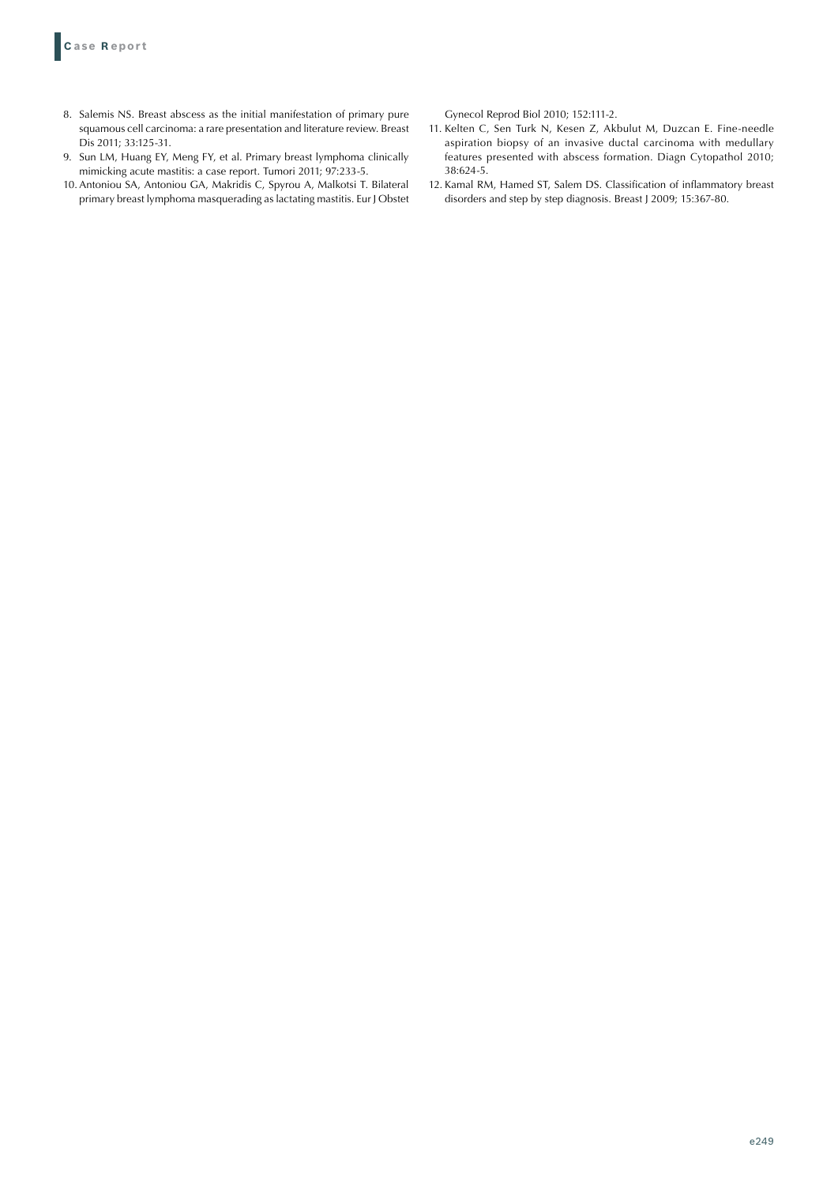8. Salemis NS. Breast abscess as the initial manifestation of primary pure squamous cell carcinoma: a rare presentation and literature review. Breast Dis 2011; 33:125-31.
9. Sun LM, Huang EY, Meng FY, et al. Primary breast lymphoma clinically mimicking acute mastitis: a case report. Tumori 2011; 97:233-5.
10. Antoniou SA, Antoniou GA, Makridis C, Spyrou A, Malkotsi T. Bilateral primary breast lymphoma masquerading as lactating mastitis. Eur J Obstet Gynecol Reprod Biol 2010; 152:111-2.
11. Kelten C, Sen Turk N, Kesen Z, Akbulut M, Duzcan E. Fine-needle aspiration biopsy of an invasive ductal carcinoma with medullary features presented with abscess formation. Diagn Cytopathol 2010; 38:624-5.
12. Kamal RM, Hamed ST, Salem DS. Classification of inflammatory breast disorders and step by step diagnosis. Breast J 2009; 15:367-80.